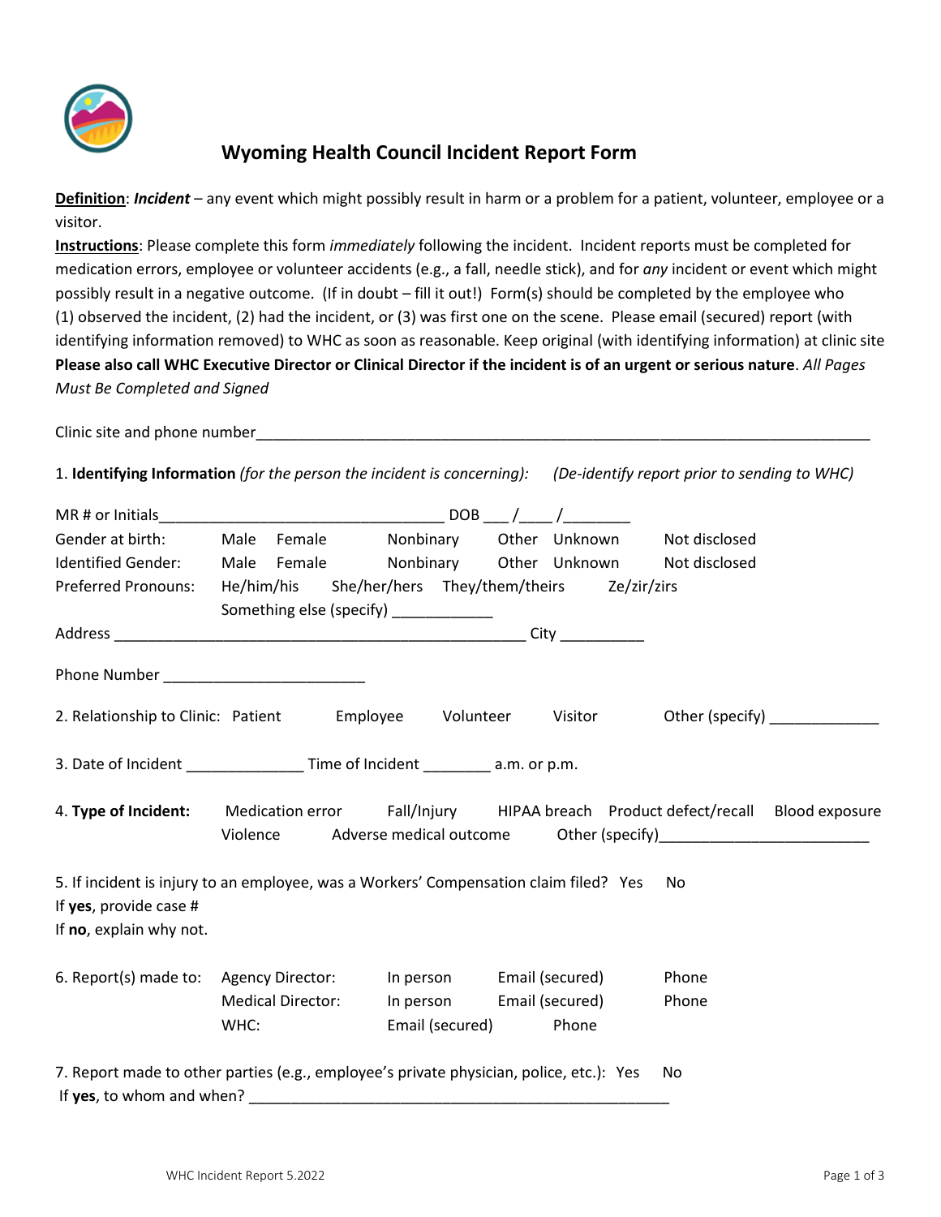# Wyoming Health Council Incident Report Form

**Definition**: ***Incident*** – any event which might possibly result in harm or a problem for a patient, volunteer, employee or a visitor.

**Instructions**: Please complete this form *immediately* following the incident. Incident reports must be completed for medication errors, employee or volunteer accidents (e.g., a fall, needle stick), and for *any* incident or event which might possibly result in a negative outcome. (If in doubt – fill it out!) Form(s) should be completed by the employee who (1) observed the incident, (2) had the incident, or (3) was first one on the scene. Please email (secured) report (with identifying information removed) to WHC as soon as reasonable. Keep original (with identifying information) at clinic site **Please also call WHC Executive Director or Clinical Director if the incident is of an urgent or serious nature**. *All Pages Must Be Completed and Signed*

Clinic site and phone number___________________________________________________________________________

1. **Identifying Information** *(for the person the incident is concerning):* *(De-identify report prior to sending to WHC)*

MR # or Initials__________________________________ DOB ___ /____ /________

Gender at birth: Male Female Nonbinary Other Unknown Not disclosed

Identified Gender: Male Female Nonbinary Other Unknown Not disclosed

Preferred Pronouns: He/him/his She/her/hers They/them/theirs Ze/zir/zirs

Something else (specify) ____________

Address __________________________________________________ City __________

Phone Number ________________________

2. Relationship to Clinic: Patient Employee Volunteer Visitor Other (specify) _____________

3. Date of Incident ______________ Time of Incident ________ a.m. or p.m.

4. **Type of Incident:** Medication error Fall/Injury HIPAA breach Product defect/recall Blood exposure Violence Adverse medical outcome Other (specify)_________________________

5. If incident is injury to an employee, was a Workers' Compensation claim filed? Yes No

If **yes**, provide case #

If **no**, explain why not.

6. Report(s) made to:

Agency Director: In person Email (secured) Phone

Medical Director: In person Email (secured) Phone

WHC: Email (secured) Phone

7. Report made to other parties (e.g., employee's private physician, police, etc.): Yes No

If **yes**, to whom and when? _____________________________________________________

WHC Incident Report 5.2022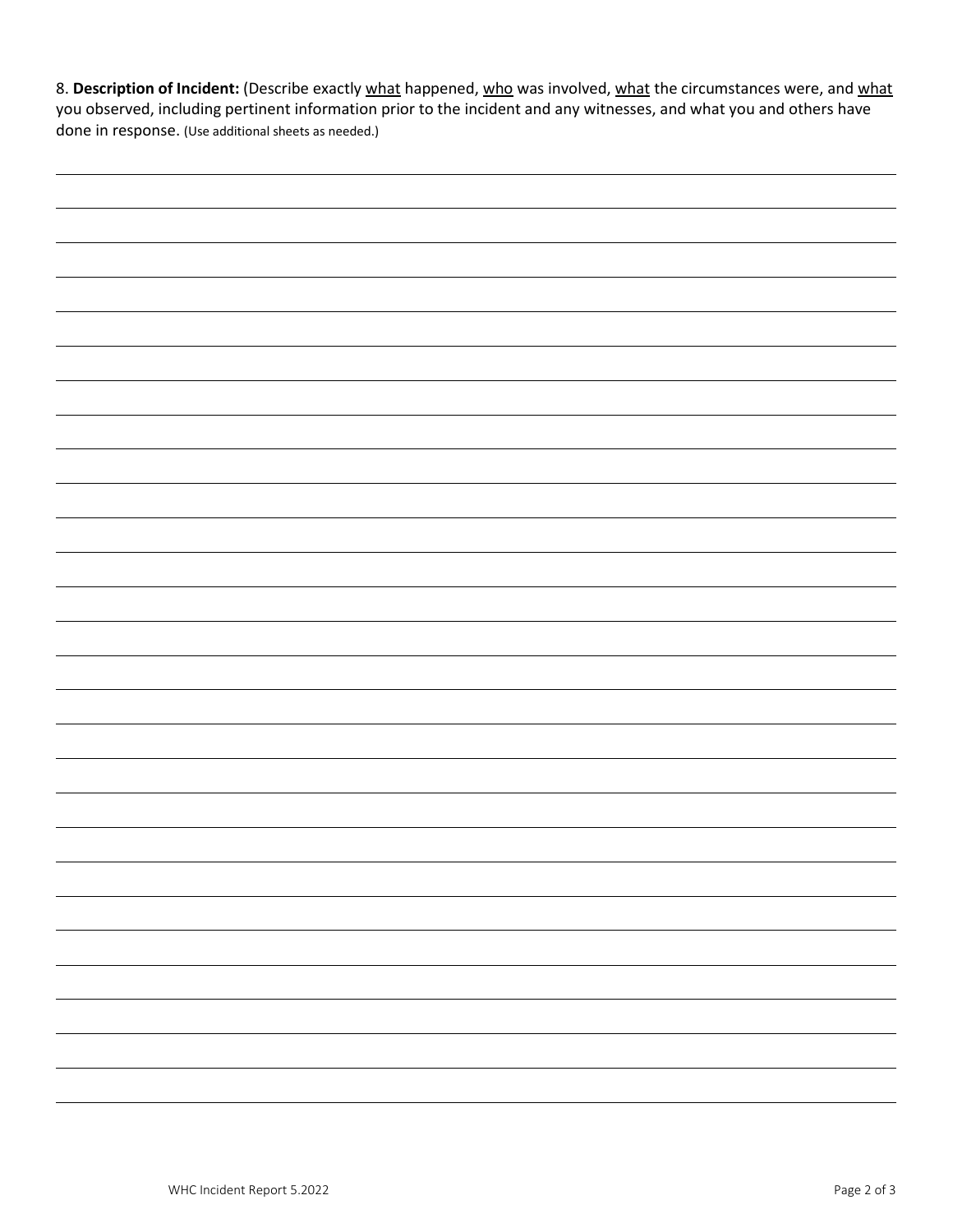8. **Description of Incident:** (Describe exactly <u>what</u> happened, <u>who</u> was involved, <u>what</u> the circumstances were, and <u>what</u> you observed, including pertinent information prior to the incident and any witnesses, and what you and others have done in response. (Use additional sheets as needed.)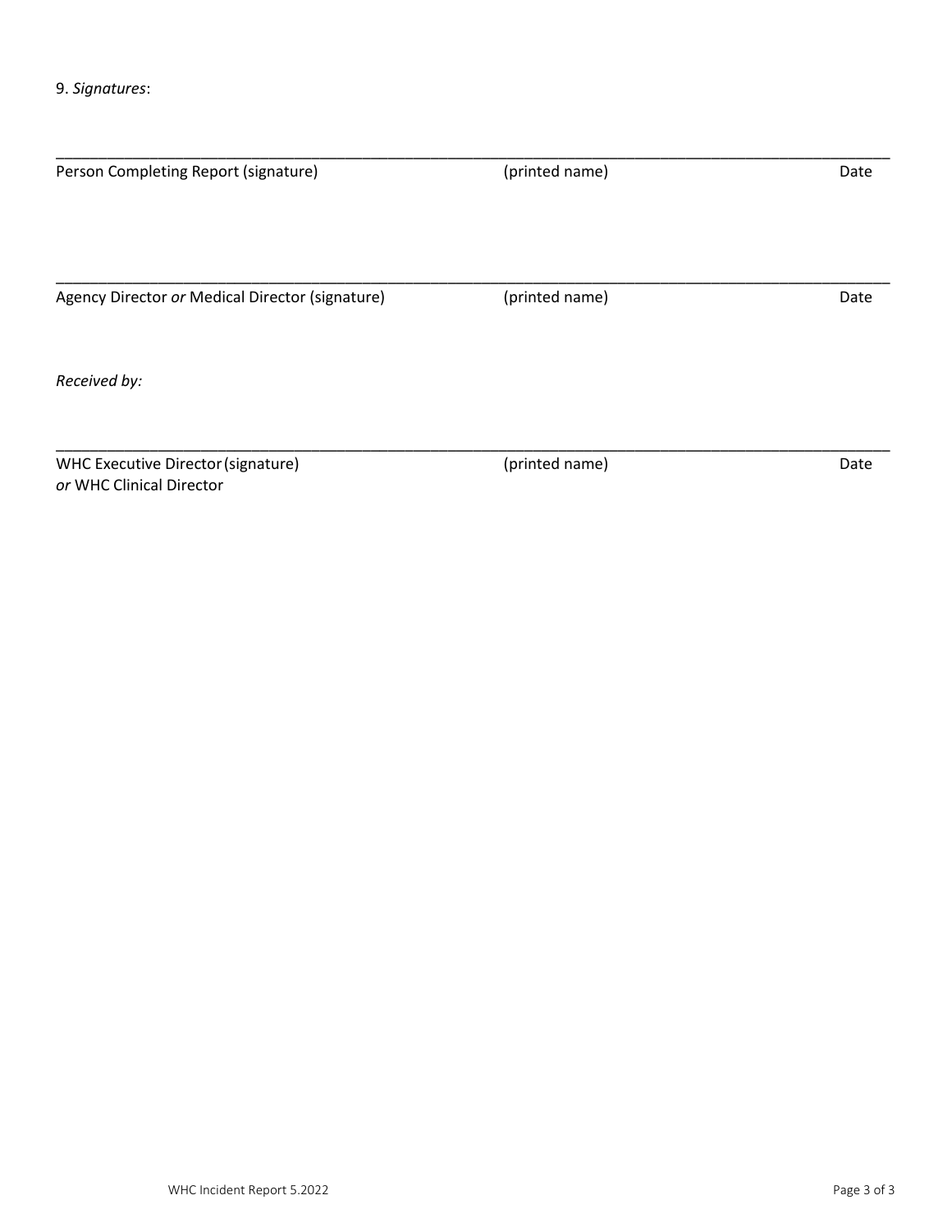9. *Signatures*:

\_\_\_\_\_\_\_\_\_\_\_\_\_\_\_\_\_\_\_\_\_\_\_\_\_\_\_\_\_\_\_\_\_\_\_\_\_\_\_\_\_\_\_\_\_\_\_\_\_\_\_\_\_\_\_\_\_\_\_\_\_\_\_\_\_\_\_\_\_\_\_\_\_\_\_\_\_\_\_\_\_\_\_\_\_\_\_\_\_\_

Person Completing Report (signature) (printed name) Date

\_\_\_\_\_\_\_\_\_\_\_\_\_\_\_\_\_\_\_\_\_\_\_\_\_\_\_\_\_\_\_\_\_\_\_\_\_\_\_\_\_\_\_\_\_\_\_\_\_\_\_\_\_\_\_\_\_\_\_\_\_\_\_\_\_\_\_\_\_\_\_\_\_\_\_\_\_\_\_\_\_\_\_\_\_\_\_\_\_\_

Agency Director *or* Medical Director (signature) (printed name) Date

*Received by:*

\_\_\_\_\_\_\_\_\_\_\_\_\_\_\_\_\_\_\_\_\_\_\_\_\_\_\_\_\_\_\_\_\_\_\_\_\_\_\_\_\_\_\_\_\_\_\_\_\_\_\_\_\_\_\_\_\_\_\_\_\_\_\_\_\_\_\_\_\_\_\_\_\_\_\_\_\_\_\_\_\_\_\_\_\_\_\_\_\_\_

WHC Executive Director (signature) (printed name) Date
*or* WHC Clinical Director